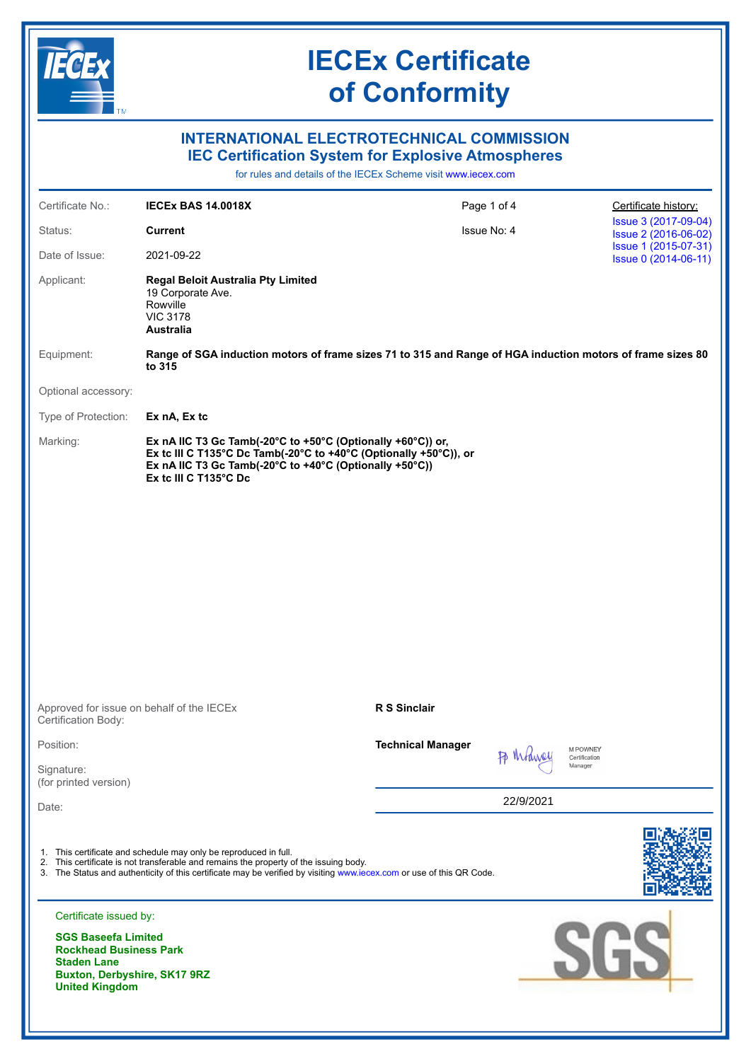# IECEx Certificate of Conformity

## INTERNATIONAL ELECTROTECHNICAL COMMISSION
## IEC Certification System for Explosive Atmospheres

for rules and details of the IECEx Scheme visit www.iecex.com

| | | | |
|---|---|---|---|
| Certificate No.: | **IECEx BAS 14.0018X** | Page 1 of 4 | Certificate history: |
| Status: | **Current** | Issue No: 4 | Issue 3 (2017-09-04) |
| Date of Issue: | 2021-09-22 | | Issue 2 (2016-06-02)<br>Issue 1 (2015-07-31)<br>Issue 0 (2014-06-11) |

Applicant: **Regal Beloit Australia Pty Limited**
19 Corporate Ave.
Rowville
VIC 3178
**Australia**

Equipment: **Range of SGA induction motors of frame sizes 71 to 315 and Range of HGA induction motors of frame sizes 80 to 315**

Optional accessory:

Type of Protection: **Ex nA, Ex tc**

Marking:
**Ex nA IIC T3 Gc Tamb(-20°C to +50°C (Optionally +60°C)) or,**
**Ex tc III C T135°C Dc Tamb(-20°C to +40°C (Optionally +50°C)), or**
**Ex nA IIC T3 Gc Tamb(-20°C to +40°C (Optionally +50°C))**
**Ex tc III C T135°C Dc**

Approved for issue on behalf of the IECEx Certification Body: **R S Sinclair**

Position: **Technical Manager**

Signature: (for printed version) M POWNEY Certification Manager

Date: 22/9/2021

1. This certificate and schedule may only be reproduced in full.
2. This certificate is not transferable and remains the property of the issuing body.
3. The Status and authenticity of this certificate may be verified by visiting www.iecex.com or use of this QR Code.

Certificate issued by:

**SGS Baseefa Limited**
**Rockhead Business Park**
**Staden Lane**
**Buxton, Derbyshire, SK17 9RZ**
**United Kingdom**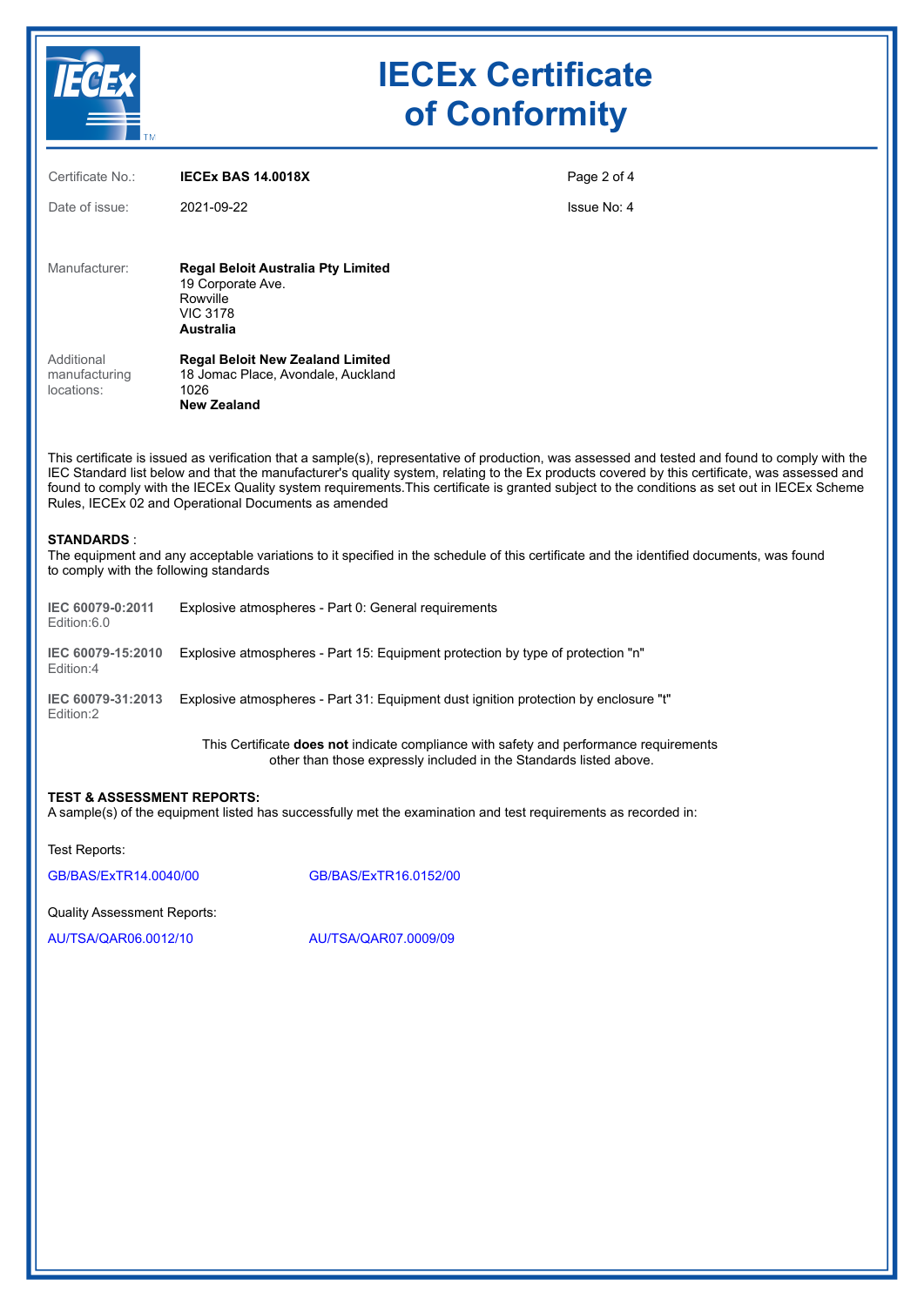# IECEx Certificate of Conformity

Certificate No.: **IECEx BAS 14.0018X**

Date of issue: 2021-09-22

Issue No: 4

Manufacturer: **Regal Beloit Australia Pty Limited**
19 Corporate Ave.
Rowville
VIC 3178
**Australia**

Additional manufacturing locations: **Regal Beloit New Zealand Limited**
18 Jomac Place, Avondale, Auckland
1026
**New Zealand**

This certificate is issued as verification that a sample(s), representative of production, was assessed and tested and found to comply with the IEC Standard list below and that the manufacturer's quality system, relating to the Ex products covered by this certificate, was assessed and found to comply with the IECEx Quality system requirements.This certificate is granted subject to the conditions as set out in IECEx Scheme Rules, IECEx 02 and Operational Documents as amended

**STANDARDS** :
The equipment and any acceptable variations to it specified in the schedule of this certificate and the identified documents, was found to comply with the following standards

| Standard | Title |
|---|---|
| **IEC 60079-0:2011** Edition:6.0 | Explosive atmospheres - Part 0: General requirements |
| **IEC 60079-15:2010** Edition:4 | Explosive atmospheres - Part 15: Equipment protection by type of protection "n" |
| **IEC 60079-31:2013** Edition:2 | Explosive atmospheres - Part 31: Equipment dust ignition protection by enclosure "t" |

This Certificate **does not** indicate compliance with safety and performance requirements other than those expressly included in the Standards listed above.

**TEST & ASSESSMENT REPORTS:**
A sample(s) of the equipment listed has successfully met the examination and test requirements as recorded in:

Test Reports:

GB/BAS/ExTR14.0040/00 GB/BAS/ExTR16.0152/00

Quality Assessment Reports:

AU/TSA/QAR06.0012/10 AU/TSA/QAR07.0009/09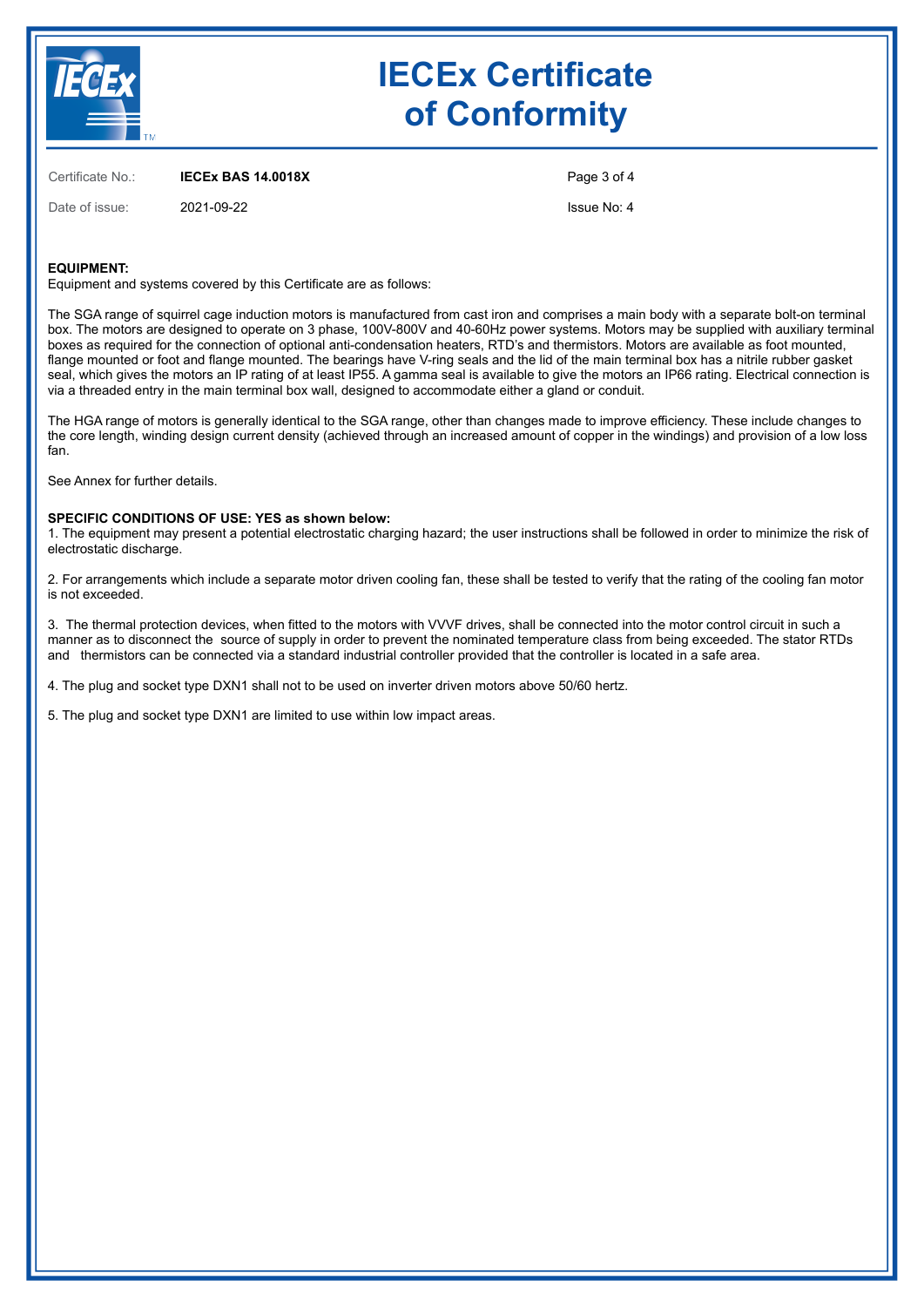# IECEx Certificate of Conformity

Certificate No.: **IECEx BAS 14.0018X**

Date of issue: 2021-09-22

Issue No: 4

**EQUIPMENT:**
Equipment and systems covered by this Certificate are as follows:

The SGA range of squirrel cage induction motors is manufactured from cast iron and comprises a main body with a separate bolt-on terminal box. The motors are designed to operate on 3 phase, 100V-800V and 40-60Hz power systems. Motors may be supplied with auxiliary terminal boxes as required for the connection of optional anti-condensation heaters, RTD's and thermistors. Motors are available as foot mounted, flange mounted or foot and flange mounted. The bearings have V-ring seals and the lid of the main terminal box has a nitrile rubber gasket seal, which gives the motors an IP rating of at least IP55. A gamma seal is available to give the motors an IP66 rating. Electrical connection is via a threaded entry in the main terminal box wall, designed to accommodate either a gland or conduit.

The HGA range of motors is generally identical to the SGA range, other than changes made to improve efficiency. These include changes to the core length, winding design current density (achieved through an increased amount of copper in the windings) and provision of a low loss fan.

See Annex for further details.

**SPECIFIC CONDITIONS OF USE: YES as shown below:**

1. The equipment may present a potential electrostatic charging hazard; the user instructions shall be followed in order to minimize the risk of electrostatic discharge.

2. For arrangements which include a separate motor driven cooling fan, these shall be tested to verify that the rating of the cooling fan motor is not exceeded.

3. The thermal protection devices, when fitted to the motors with VVVF drives, shall be connected into the motor control circuit in such a manner as to disconnect the source of supply in order to prevent the nominated temperature class from being exceeded. The stator RTDs and thermistors can be connected via a standard industrial controller provided that the controller is located in a safe area.

4. The plug and socket type DXN1 shall not to be used on inverter driven motors above 50/60 hertz.

5. The plug and socket type DXN1 are limited to use within low impact areas.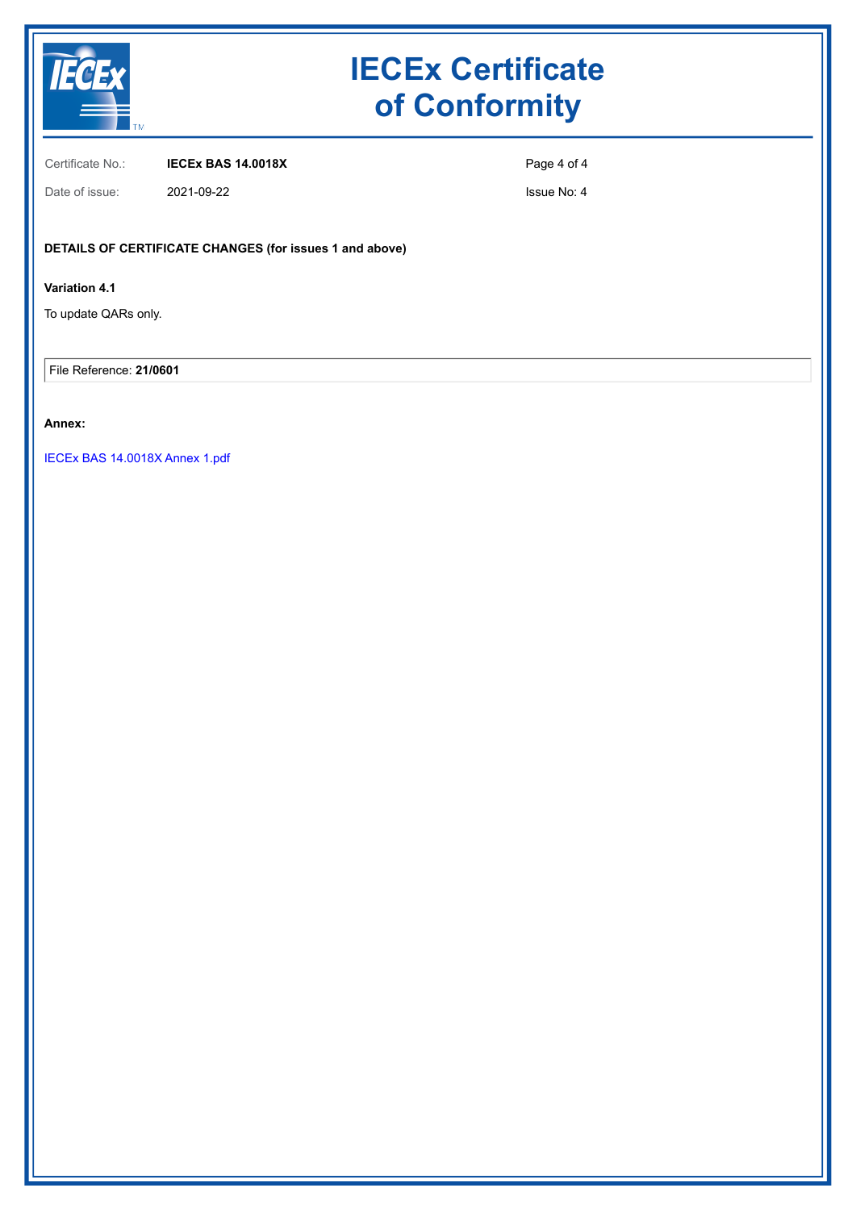# IECEx Certificate of Conformity

Certificate No.: **IECEx BAS 14.0018X**

Date of issue: 2021-09-22

Issue No: 4

**DETAILS OF CERTIFICATE CHANGES (for issues 1 and above)**

**Variation 4.1**

To update QARs only.

File Reference: **21/0601**

**Annex:**

IECEx BAS 14.0018X Annex 1.pdf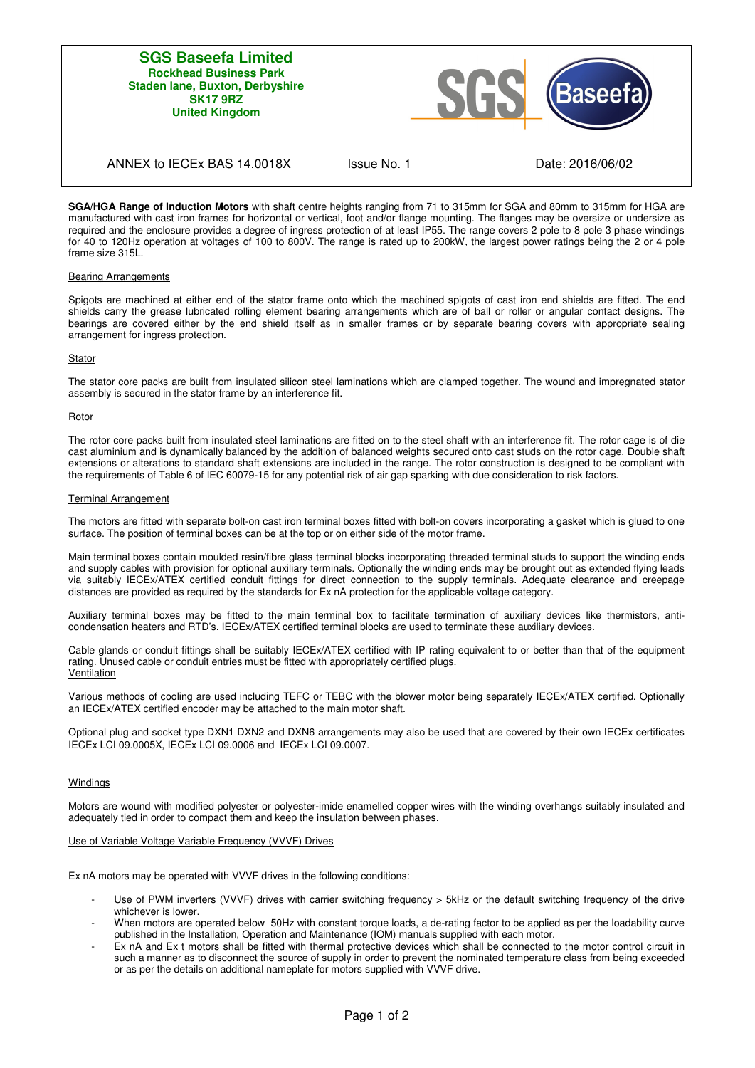| SGS Baseefa Limited<br>Rockhead Business Park<br>Staden lane, Buxton, Derbyshire<br>SK17 9RZ<br>United Kingdom | SGS Baseefa |
|---|---|

| ANNEX to IECEx BAS 14.0018X | Issue No. 1 | Date: 2016/06/02 |
|---|---|---|

**SGA/HGA Range of Induction Motors** with shaft centre heights ranging from 71 to 315mm for SGA and 80mm to 315mm for HGA are manufactured with cast iron frames for horizontal or vertical, foot and/or flange mounting. The flanges may be oversize or undersize as required and the enclosure provides a degree of ingress protection of at least IP55. The range covers 2 pole to 8 pole 3 phase windings for 40 to 120Hz operation at voltages of 100 to 800V. The range is rated up to 200kW, the largest power ratings being the 2 or 4 pole frame size 315L.

## Bearing Arrangements

Spigots are machined at either end of the stator frame onto which the machined spigots of cast iron end shields are fitted. The end shields carry the grease lubricated rolling element bearing arrangements which are of ball or roller or angular contact designs. The bearings are covered either by the end shield itself as in smaller frames or by separate bearing covers with appropriate sealing arrangement for ingress protection.

## Stator

The stator core packs are built from insulated silicon steel laminations which are clamped together. The wound and impregnated stator assembly is secured in the stator frame by an interference fit.

## Rotor

The rotor core packs built from insulated steel laminations are fitted on to the steel shaft with an interference fit. The rotor cage is of die cast aluminium and is dynamically balanced by the addition of balanced weights secured onto cast studs on the rotor cage. Double shaft extensions or alterations to standard shaft extensions are included in the range. The rotor construction is designed to be compliant with the requirements of Table 6 of IEC 60079-15 for any potential risk of air gap sparking with due consideration to risk factors.

## Terminal Arrangement

The motors are fitted with separate bolt-on cast iron terminal boxes fitted with bolt-on covers incorporating a gasket which is glued to one surface. The position of terminal boxes can be at the top or on either side of the motor frame.

Main terminal boxes contain moulded resin/fibre glass terminal blocks incorporating threaded terminal studs to support the winding ends and supply cables with provision for optional auxiliary terminals. Optionally the winding ends may be brought out as extended flying leads via suitably IECEx/ATEX certified conduit fittings for direct connection to the supply terminals. Adequate clearance and creepage distances are provided as required by the standards for Ex nA protection for the applicable voltage category.

Auxiliary terminal boxes may be fitted to the main terminal box to facilitate termination of auxiliary devices like thermistors, anti-condensation heaters and RTD's. IECEx/ATEX certified terminal blocks are used to terminate these auxiliary devices.

Cable glands or conduit fittings shall be suitably IECEx/ATEX certified with IP rating equivalent to or better than that of the equipment rating. Unused cable or conduit entries must be fitted with appropriately certified plugs.

## Ventilation

Various methods of cooling are used including TEFC or TEBC with the blower motor being separately IECEx/ATEX certified. Optionally an IECEx/ATEX certified encoder may be attached to the main motor shaft.

Optional plug and socket type DXN1 DXN2 and DXN6 arrangements may also be used that are covered by their own IECEx certificates IECEx LCI 09.0005X, IECEx LCI 09.0006 and IECEx LCI 09.0007.

## Windings

Motors are wound with modified polyester or polyester-imide enamelled copper wires with the winding overhangs suitably insulated and adequately tied in order to compact them and keep the insulation between phases.

## Use of Variable Voltage Variable Frequency (VVVF) Drives

Ex nA motors may be operated with VVVF drives in the following conditions:

- Use of PWM inverters (VVVF) drives with carrier switching frequency > 5kHz or the default switching frequency of the drive whichever is lower.
- When motors are operated below 50Hz with constant torque loads, a de-rating factor to be applied as per the loadability curve published in the Installation, Operation and Maintenance (IOM) manuals supplied with each motor.
- Ex nA and Ex t motors shall be fitted with thermal protective devices which shall be connected to the motor control circuit in such a manner as to disconnect the source of supply in order to prevent the nominated temperature class from being exceeded or as per the details on additional nameplate for motors supplied with VVVF drive.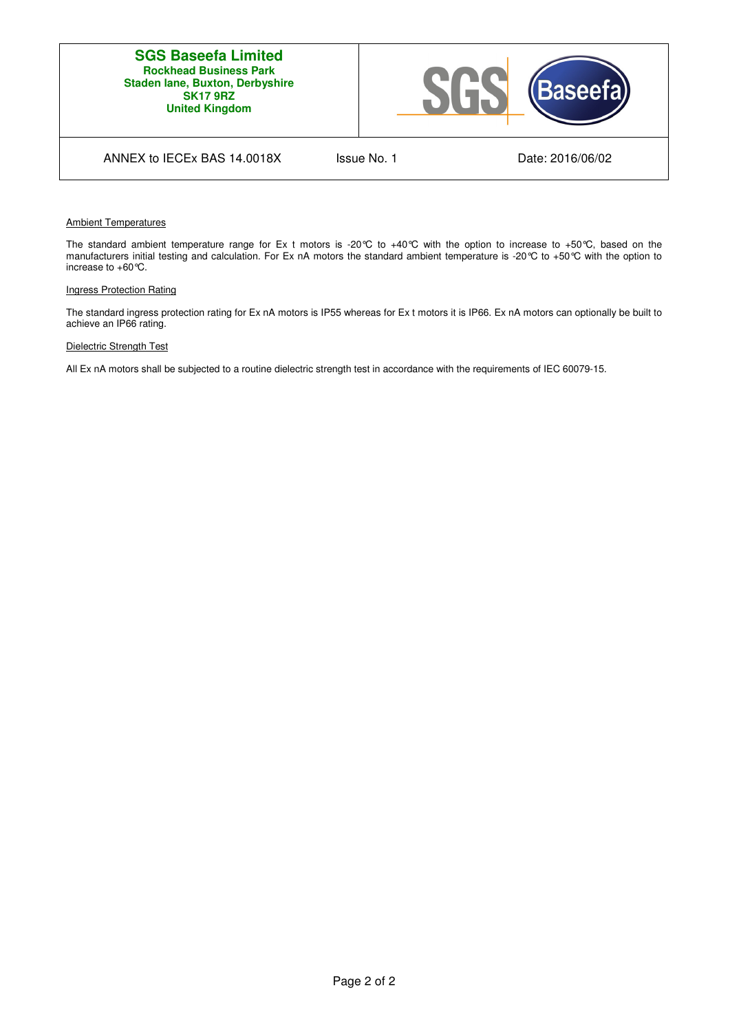| SGS Baseefa Limited<br>Rockhead Business Park<br>Staden lane, Buxton, Derbyshire<br>SK17 9RZ<br>United Kingdom | |
|---|---|

ANNEX to IECEx BAS 14.0018X    Issue No. 1    Date: 2016/06/02

Ambient Temperatures

The standard ambient temperature range for Ex t motors is -20°C to +40°C with the option to increase to +50°C, based on the manufacturers initial testing and calculation. For Ex nA motors the standard ambient temperature is -20°C to +50°C with the option to increase to +60°C.

Ingress Protection Rating

The standard ingress protection rating for Ex nA motors is IP55 whereas for Ex t motors it is IP66. Ex nA motors can optionally be built to achieve an IP66 rating.

Dielectric Strength Test

All Ex nA motors shall be subjected to a routine dielectric strength test in accordance with the requirements of IEC 60079-15.